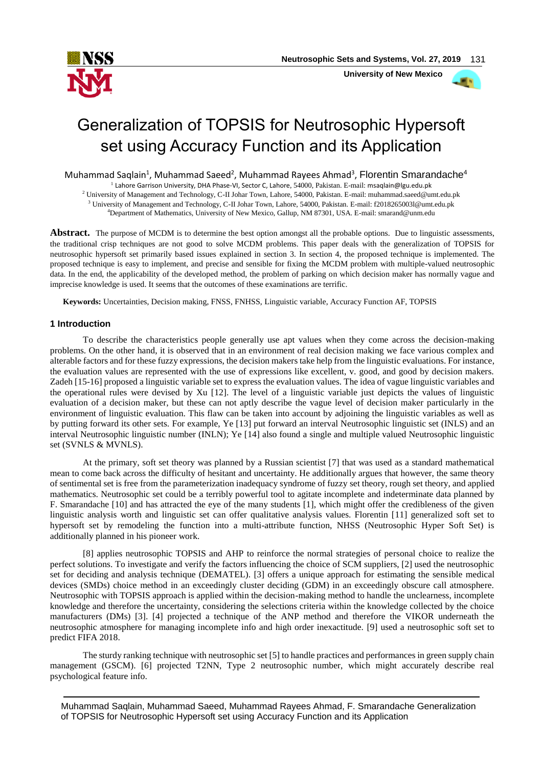# Generalization of TOPSIS for Neutrosophic Hypersoft set using Accuracy Function and its Application

Muhammad Saqlain[1], Muhammad Saeed[2], Muhammad Rayees Ahmad[3], Florentin Smarandache[4]

[1] Lahore Garrison University, DHA Phase-VI, Sector C, Lahore, 54000, Pakistan. E-mail: msaqlain@lgu.edu.pk

[2] University of Management and Technology, C-II Johar Town, Lahore, 54000, Pakistan. E-mail: muhammad.saeed@umt.edu.pk

[3] University of Management and Technology, C-II Johar Town, Lahore, 54000, Pakistan. E-mail: f2018265003l@umt.edu.pk

[4] Department of Mathematics, University of New Mexico, Gallup, NM 87301, USA. E-mail: smarand@unm.edu

**Abstract.** The purpose of MCDM is to determine the best option amongst all the probable options. Due to linguistic assessments, the traditional crisp techniques are not good to solve MCDM problems. This paper deals with the generalization of TOPSIS for neutrosophic hypersoft set primarily based issues explained in section 3. In section 4, the proposed technique is implemented. The proposed technique is easy to implement, and precise and sensible for fixing the MCDM problem with multiple-valued neutrosophic data. In the end, the applicability of the developed method, the problem of parking on which decision maker has normally vague and imprecise knowledge is used. It seems that the outcomes of these examinations are terrific.

**Keywords:** Uncertainties, Decision making, FNSS, FNHSS, Linguistic variable, Accuracy Function AF, TOPSIS

## 1 Introduction

To describe the characteristics people generally use apt values when they come across the decision-making problems. On the other hand, it is observed that in an environment of real decision making we face various complex and alterable factors and for these fuzzy expressions, the decision makers take help from the linguistic evaluations. For instance, the evaluation values are represented with the use of expressions like excellent, v. good, and good by decision makers. Zadeh [15-16] proposed a linguistic variable set to express the evaluation values. The idea of vague linguistic variables and the operational rules were devised by Xu [12]. The level of a linguistic variable just depicts the values of linguistic evaluation of a decision maker, but these can not aptly describe the vague level of decision maker particularly in the environment of linguistic evaluation. This flaw can be taken into account by adjoining the linguistic variables as well as by putting forward its other sets. For example, Ye [13] put forward an interval Neutrosophic linguistic set (INLS) and an interval Neutrosophic linguistic number (INLN); Ye [14] also found a single and multiple valued Neutrosophic linguistic set (SVNLS & MVNLS).

At the primary, soft set theory was planned by a Russian scientist [7] that was used as a standard mathematical mean to come back across the difficulty of hesitant and uncertainty. He additionally argues that however, the same theory of sentimental set is free from the parameterization inadequacy syndrome of fuzzy set theory, rough set theory, and applied mathematics. Neutrosophic set could be a terribly powerful tool to agitate incomplete and indeterminate data planned by F. Smarandache [10] and has attracted the eye of the many students [1], which might offer the credibleness of the given linguistic analysis worth and linguistic set can offer qualitative analysis values. Florentin [11] generalized soft set to hypersoft set by remodeling the function into a multi-attribute function, NHSS (Neutrosophic Hyper Soft Set) is additionally planned in his pioneer work.

[8] applies neutrosophic TOPSIS and AHP to reinforce the normal strategies of personal choice to realize the perfect solutions. To investigate and verify the factors influencing the choice of SCM suppliers, [2] used the neutrosophic set for deciding and analysis technique (DEMATEL). [3] offers a unique approach for estimating the sensible medical devices (SMDs) choice method in an exceedingly cluster deciding (GDM) in an exceedingly obscure call atmosphere. Neutrosophic with TOPSIS approach is applied within the decision-making method to handle the unclearness, incomplete knowledge and therefore the uncertainty, considering the selections criteria within the knowledge collected by the choice manufacturers (DMs) [3]. [4] projected a technique of the ANP method and therefore the VIKOR underneath the neutrosophic atmosphere for managing incomplete info and high order inexactitude. [9] used a neutrosophic soft set to predict FIFA 2018.

The sturdy ranking technique with neutrosophic set [5] to handle practices and performances in green supply chain management (GSCM). [6] projected T2NN, Type 2 neutrosophic number, which might accurately describe real psychological feature info.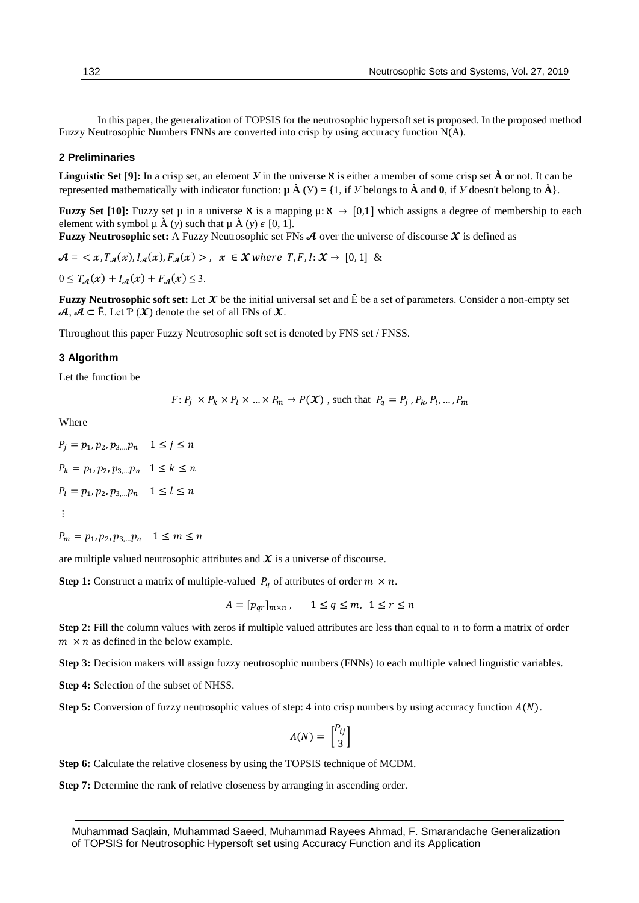In this paper, the generalization of TOPSIS for the neutrosophic hypersoft set is proposed. In the proposed method Fuzzy Neutrosophic Numbers FNNs are converted into crisp by using accuracy function N(A).

## 2 Preliminaries

**Linguistic Set [9]:** In a crisp set, an element $\mathcal{Y}$ in the universe $\aleph$ is either a member of some crisp set **À** or not. It can be represented mathematically with indicator function: **μ À (У) = {**1, if У belongs to **À** and **0**, if У doesn't belong to **À**}.

**Fuzzy Set [10]:** Fuzzy set μ in a universe $\aleph$ is a mapping $\mu: \aleph \rightarrow [0,1]$ which assigns a degree of membership to each element with symbol μ À (*y*) such that μ À (*y*) $\epsilon$ [0, 1].

**Fuzzy Neutrosophic set:** A Fuzzy Neutrosophic set FNs $\mathcal{A}$ over the universe of discourse $\mathcal{X}$ is defined as

$\mathcal{A} = < x, T_{\mathcal{A}}(x), I_{\mathcal{A}}(x), F_{\mathcal{A}}(x) >, \ \ x \in \mathcal{X} \ where \ T, F, I: \mathcal{X} \rightarrow [0, 1]$ &

$0 \leq T_{\mathcal{A}}(x) + I_{\mathcal{A}}(x) + F_{\mathcal{A}}(x) \leq 3.$

**Fuzzy Neutrosophic soft set:** Let $\mathcal{X}$ be the initial universal set and Ē be a set of parameters. Consider a non-empty set $\mathcal{A}$, $\mathcal{A} \subset$ Ē. Let Ƥ ($\mathcal{X}$) denote the set of all FNs of $\mathcal{X}$.

Throughout this paper Fuzzy Neutrosophic soft set is denoted by FNS set / FNSS.

## 3 Algorithm

Let the function be

$$F: P_j \times P_k \times P_l \times \ldots \times P_m \rightarrow P(\mathcal{X}) \text{ , such that } P_q = P_j, P_k, P_l, \ldots, P_m$$

Where

$P_j = p_1, p_2, p_{3,\ldots}p_n \quad 1 \leq j \leq n$

$P_k = p_1, p_2, p_{3,\ldots}p_n \quad 1 \leq k \leq n$

$P_l = p_1, p_2, p_{3,\ldots}p_n \quad 1 \leq l \leq n$

$\vdots$

$P_m = p_1, p_2, p_{3,\ldots}p_n \quad 1 \leq m \leq n$

are multiple valued neutrosophic attributes and $\mathcal{X}$ is a universe of discourse.

**Step 1:** Construct a matrix of multiple-valued $P_q$ of attributes of order $m \times n$.

$$A = [p_{qr}]_{m \times n}, \qquad 1 \leq q \leq m, \ 1 \leq r \leq n$$

**Step 2:** Fill the column values with zeros if multiple valued attributes are less than equal to $n$ to form a matrix of order $m \times n$ as defined in the below example.

**Step 3:** Decision makers will assign fuzzy neutrosophic numbers (FNNs) to each multiple valued linguistic variables.

**Step 4:** Selection of the subset of NHSS.

**Step 5:** Conversion of fuzzy neutrosophic values of step: 4 into crisp numbers by using accuracy function $A(N)$.

$$A(N) = \left[\frac{P_{ij}}{3}\right]$$

**Step 6:** Calculate the relative closeness by using the TOPSIS technique of MCDM.

**Step 7:** Determine the rank of relative closeness by arranging in ascending order.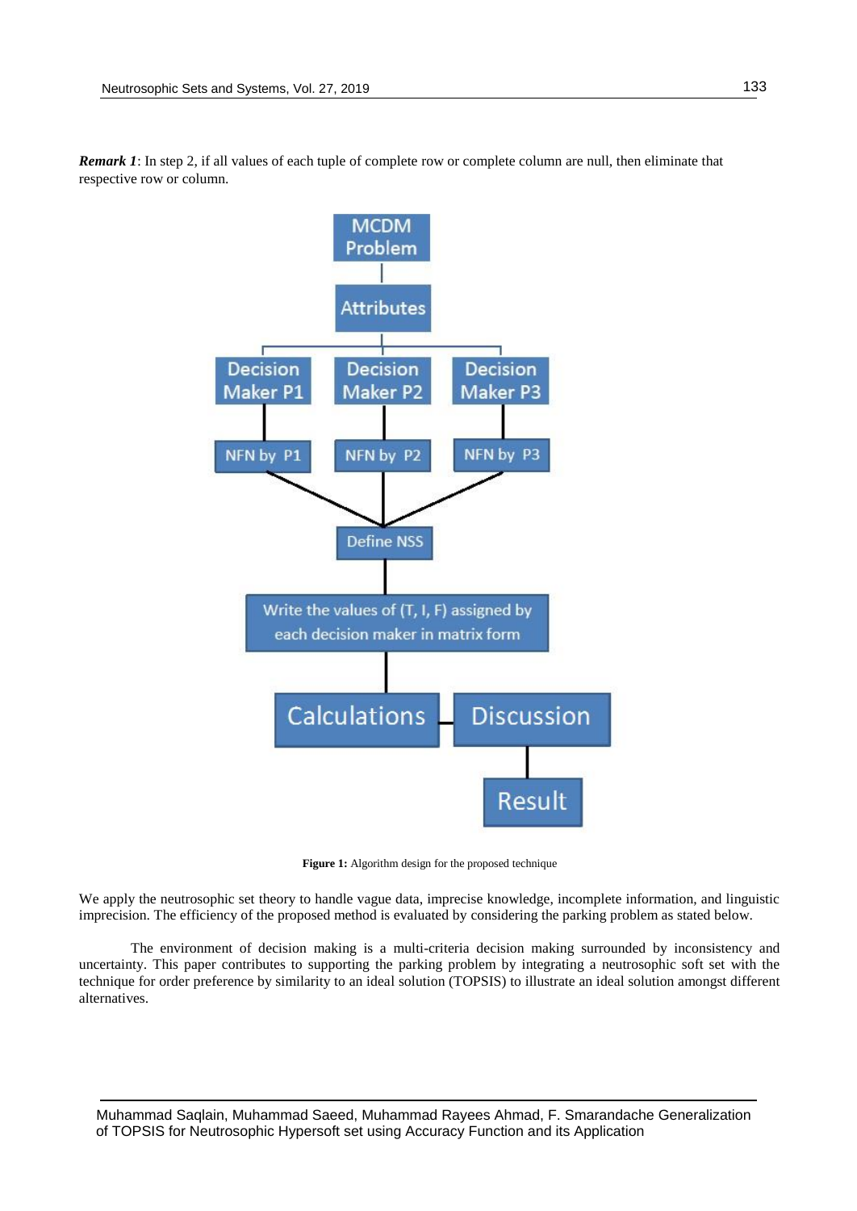***Remark 1***: In step 2, if all values of each tuple of complete row or complete column are null, then eliminate that respective row or column.

**Figure 1:** Algorithm design for the proposed technique

We apply the neutrosophic set theory to handle vague data, imprecise knowledge, incomplete information, and linguistic imprecision. The efficiency of the proposed method is evaluated by considering the parking problem as stated below.

The environment of decision making is a multi-criteria decision making surrounded by inconsistency and uncertainty. This paper contributes to supporting the parking problem by integrating a neutrosophic soft set with the technique for order preference by similarity to an ideal solution (TOPSIS) to illustrate an ideal solution amongst different alternatives.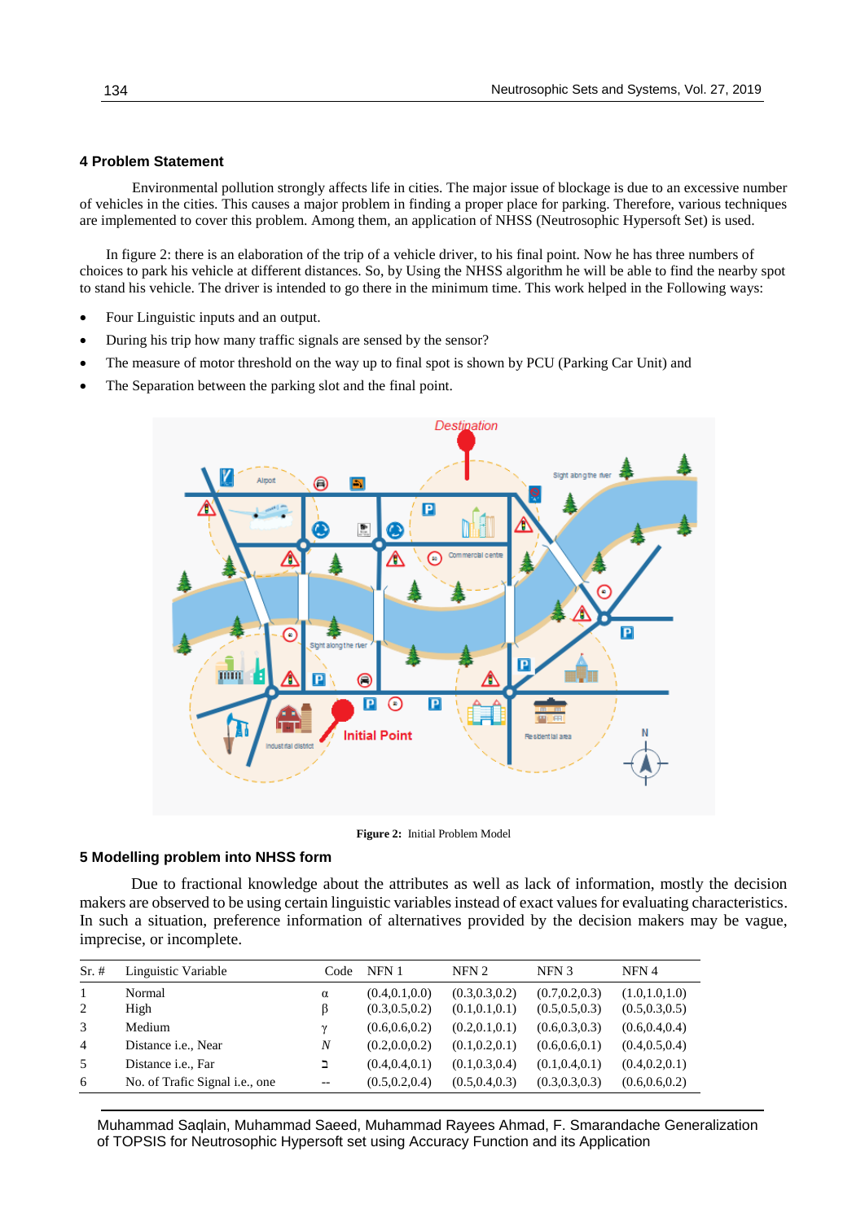## 4 Problem Statement

Environmental pollution strongly affects life in cities. The major issue of blockage is due to an excessive number of vehicles in the cities. This causes a major problem in finding a proper place for parking. Therefore, various techniques are implemented to cover this problem. Among them, an application of NHSS (Neutrosophic Hypersoft Set) is used.

In figure 2: there is an elaboration of the trip of a vehicle driver, to his final point. Now he has three numbers of choices to park his vehicle at different distances. So, by Using the NHSS algorithm he will be able to find the nearby spot to stand his vehicle. The driver is intended to go there in the minimum time. This work helped in the Following ways:

- Four Linguistic inputs and an output.
- During his trip how many traffic signals are sensed by the sensor?
- The measure of motor threshold on the way up to final spot is shown by PCU (Parking Car Unit) and
- The Separation between the parking slot and the final point.

**Figure 2:** Initial Problem Model

## 5 Modelling problem into NHSS form

Due to fractional knowledge about the attributes as well as lack of information, mostly the decision makers are observed to be using certain linguistic variables instead of exact values for evaluating characteristics. In such a situation, preference information of alternatives provided by the decision makers may be vague, imprecise, or incomplete.

| Sr. # | Linguistic Variable | Code | NFN 1 | NFN 2 | NFN 3 | NFN 4 |
|---|---|---|---|---|---|---|
| 1 | Normal | $\alpha$ | (0.4,0.1,0.0) | (0.3,0.3,0.2) | (0.7,0.2,0.3) | (1.0,1.0,1.0) |
| 2 | High | $\beta$ | (0.3,0.5,0.2) | (0.1,0.1,0.1) | (0.5,0.5,0.3) | (0.5,0.3,0.5) |
| 3 | Medium | $\gamma$ | (0.6,0.6,0.2) | (0.2,0.1,0.1) | (0.6,0.3,0.3) | (0.6,0.4,0.4) |
| 4 | Distance i.e., Near | $N$ | (0.2,0.0,0.2) | (0.1,0.2,0.1) | (0.6,0.6,0.1) | (0.4,0.5,0.4) |
| 5 | Distance i.e., Far | $\sqsupset$ | (0.4,0.4,0.1) | (0.1,0.3,0.4) | (0.1,0.4,0.1) | (0.4,0.2,0.1) |
| 6 | No. of Trafic Signal i.e., one | -- | (0.5,0.2,0.4) | (0.5,0.4,0.3) | (0.3,0.3,0.3) | (0.6,0.6,0.2) |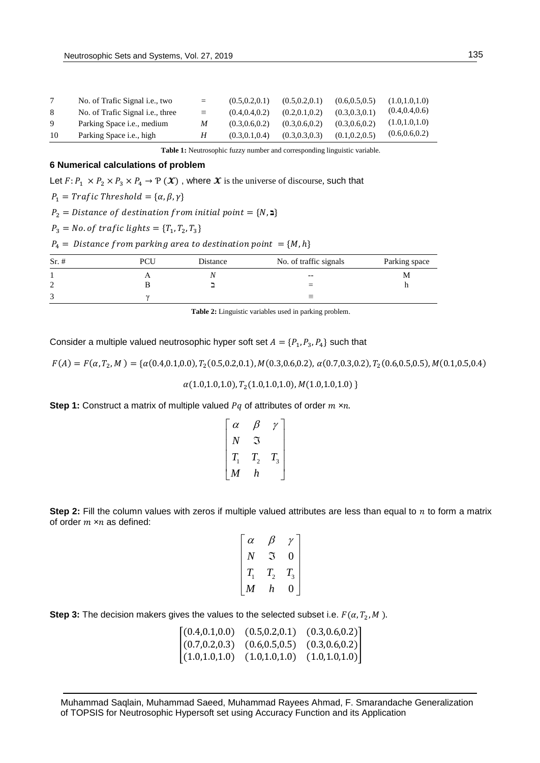| 7 | No. of Trafic Signal i.e., two | = | (0.5,0.2,0.1) | (0.5,0.2,0.1) | (0.6,0.5,0.5) | (1.0,1.0,1.0) |
|---|---|---|---|---|---|---|
| 8 | No. of Trafic Signal i.e., three | ≡ | (0.4,0.4,0.2) | (0.2,0.1,0.2) | (0.3,0.3,0.1) | (0.4,0.4,0.6) |
| 9 | Parking Space i.e., medium | *M* | (0.3,0.6,0.2) | (0.3,0.6,0.2) | (0.3,0.6,0.2) | (1.0,1.0,1.0) |
| 10 | Parking Space i.e., high | *H* | (0.3,0.1,0.4) | (0.3,0.3,0.3) | (0.1,0.2,0.5) | (0.6,0.6,0.2) |

**Table 1:** Neutrosophic fuzzy number and corresponding linguistic variable.

### 6 Numerical calculations of problem

Let $F: P_1 \times P_2 \times P_3 \times P_4 \rightarrow \mathrm{P}(\boldsymbol{\mathcal{X}})$ , where $\boldsymbol{\mathcal{X}}$ is the universe of discourse, such that

$P_1 = Trafic\ Threshold = \{\alpha, \beta, \gamma\}$

$P_2 = Distance\ of\ destination\ from\ initial\ point = \{N, \beth\}$

$P_3 = No.of\ trafic\ lights = \{T_1, T_2, T_3\}$

$P_4 =\ Distance\ from\ parking\ area\ to\ destination\ point\ = \{M, h\}$

| Sr. # | PCU | Distance | No. of traffic signals | Parking space |
|---|---|---|---|---|
| 1 | A | *N* | -- | M |
| 2 | B | ב | = | h |
| 3 | γ | | ≡ | |

**Table 2:** Linguistic variables used in parking problem.

Consider a multiple valued neutrosophic hyper soft set $A = \{P_1, P_3, P_4\}$ such that

$$F(A) = F(\alpha, T_2, M) = \{\alpha(0.4,0.1,0.0), T_2(0.5,0.2,0.1), M(0.3,0.6,0.2), \alpha(0.7,0.3,0.2), T_2(0.6,0.5,0.5), M(0.1,0.5,0.4)$$

$$\alpha(1.0,1.0,1.0), T_2(1.0,1.0,1.0), M(1.0,1.0,1.0)\ \}$$

**Step 1:** Construct a matrix of multiple valued $Pq$ of attributes of order $m \times n$.

$$\begin{bmatrix} \alpha & \beta & \gamma \\ N & \Im & \\ T_1 & T_2 & T_3 \\ M & h & \end{bmatrix}$$

**Step 2:** Fill the column values with zeros if multiple valued attributes are less than equal to $n$ to form a matrix of order $m \times n$ as defined:

$$\begin{bmatrix} \alpha & \beta & \gamma \\ N & \Im & 0 \\ T_1 & T_2 & T_3 \\ M & h & 0 \end{bmatrix}$$

**Step 3:** The decision makers gives the values to the selected subset i.e. $F(\alpha, T_2, M)$.

$$\begin{bmatrix} (0.4,0.1,0.0) & (0.5,0.2,0.1) & (0.3,0.6,0.2) \\ (0.7,0.2,0.3) & (0.6,0.5,0.5) & (0.3,0.6,0.2) \\ (1.0,1.0,1.0) & (1.0,1.0,1.0) & (1.0,1.0,1.0) \end{bmatrix}$$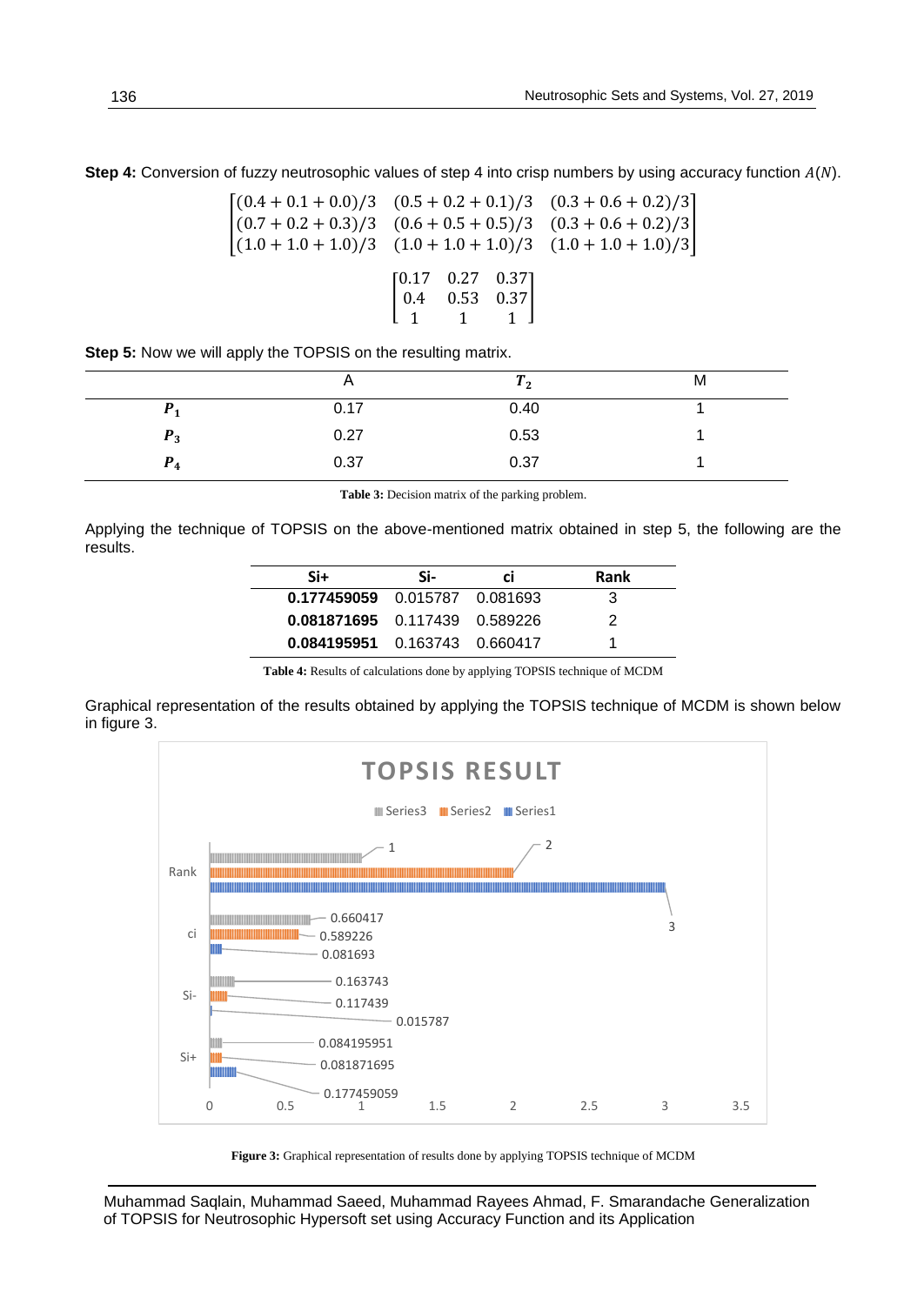**Step 4:** Conversion of fuzzy neutrosophic values of step 4 into crisp numbers by using accuracy function $A(N)$.

$$\begin{bmatrix} (0.4+0.1+0.0)/3 & (0.5+0.2+0.1)/3 & (0.3+0.6+0.2)/3 \\ (0.7+0.2+0.3)/3 & (0.6+0.5+0.5)/3 & (0.3+0.6+0.2)/3 \\ (1.0+1.0+1.0)/3 & (1.0+1.0+1.0)/3 & (1.0+1.0+1.0)/3 \end{bmatrix}$$

$$\begin{bmatrix} 0.17 & 0.27 & 0.37 \\ 0.4 & 0.53 & 0.37 \\ 1 & 1 & 1 \end{bmatrix}$$

**Step 5:** Now we will apply the TOPSIS on the resulting matrix.

| | A | $T_2$ | M |
|---|---|---|---|
| $P_1$ | 0.17 | 0.40 | 1 |
| $P_3$ | 0.27 | 0.53 | 1 |
| $P_4$ | 0.37 | 0.37 | 1 |

**Table 3:** Decision matrix of the parking problem.

Applying the technique of TOPSIS on the above-mentioned matrix obtained in step 5, the following are the results.

| Si+ | Si- | ci | Rank |
|---|---|---|---|
| **0.177459059** | 0.015787 | 0.081693 | 3 |
| **0.081871695** | 0.117439 | 0.589226 | 2 |
| **0.084195951** | 0.163743 | 0.660417 | 1 |

**Table 4:** Results of calculations done by applying TOPSIS technique of MCDM

Graphical representation of the results obtained by applying the TOPSIS technique of MCDM is shown below in figure 3.

**Figure 3:** Graphical representation of results done by applying TOPSIS technique of MCDM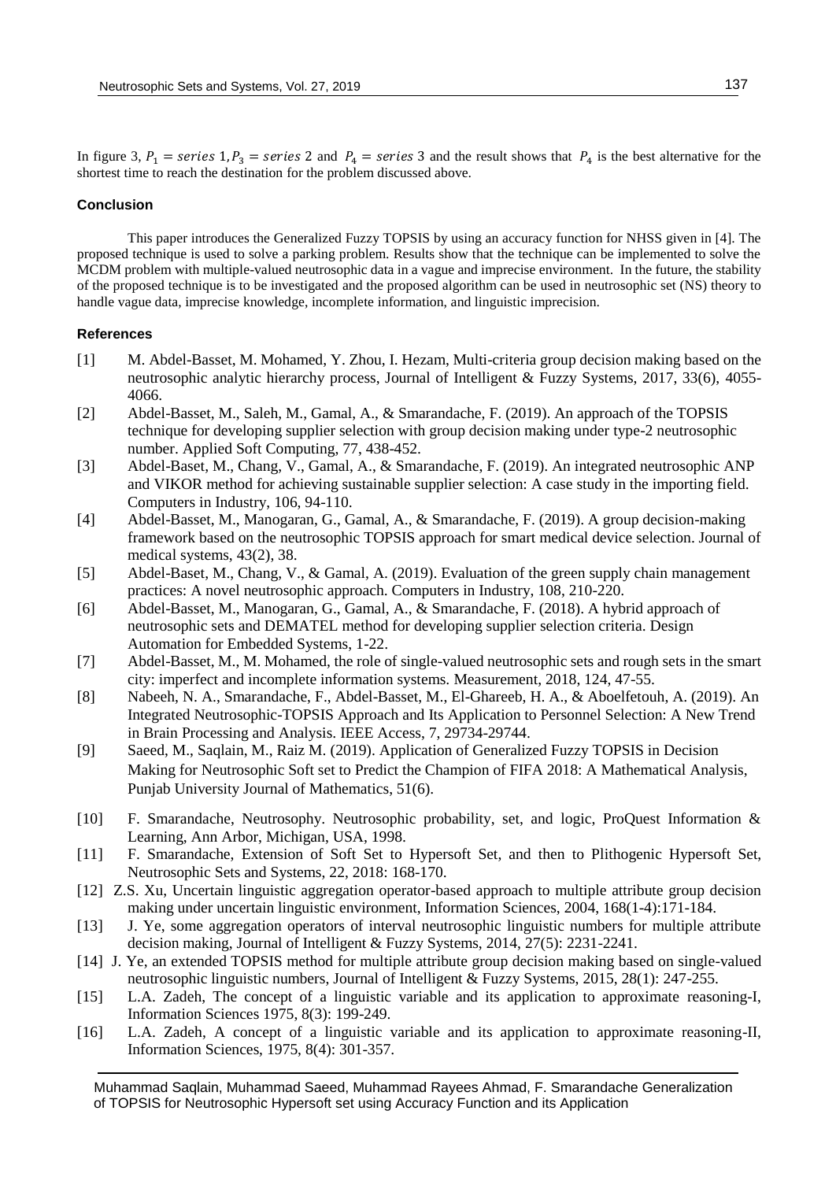In figure 3, $P_1 = series\ 1, P_3 = series\ 2$ and $P_4 = series\ 3$ and the result shows that $P_4$ is the best alternative for the shortest time to reach the destination for the problem discussed above.

### Conclusion

This paper introduces the Generalized Fuzzy TOPSIS by using an accuracy function for NHSS given in [4]. The proposed technique is used to solve a parking problem. Results show that the technique can be implemented to solve the MCDM problem with multiple-valued neutrosophic data in a vague and imprecise environment. In the future, the stability of the proposed technique is to be investigated and the proposed algorithm can be used in neutrosophic set (NS) theory to handle vague data, imprecise knowledge, incomplete information, and linguistic imprecision.

### References

[1] M. Abdel-Basset, M. Mohamed, Y. Zhou, I. Hezam, Multi-criteria group decision making based on the neutrosophic analytic hierarchy process, Journal of Intelligent & Fuzzy Systems, 2017, 33(6), 4055-4066.

[2] Abdel-Basset, M., Saleh, M., Gamal, A., & Smarandache, F. (2019). An approach of the TOPSIS technique for developing supplier selection with group decision making under type-2 neutrosophic number. Applied Soft Computing, 77, 438-452.

[3] Abdel-Baset, M., Chang, V., Gamal, A., & Smarandache, F. (2019). An integrated neutrosophic ANP and VIKOR method for achieving sustainable supplier selection: A case study in the importing field. Computers in Industry, 106, 94-110.

[4] Abdel-Basset, M., Manogaran, G., Gamal, A., & Smarandache, F. (2019). A group decision-making framework based on the neutrosophic TOPSIS approach for smart medical device selection. Journal of medical systems, 43(2), 38.

[5] Abdel-Baset, M., Chang, V., & Gamal, A. (2019). Evaluation of the green supply chain management practices: A novel neutrosophic approach. Computers in Industry, 108, 210-220.

[6] Abdel-Basset, M., Manogaran, G., Gamal, A., & Smarandache, F. (2018). A hybrid approach of neutrosophic sets and DEMATEL method for developing supplier selection criteria. Design Automation for Embedded Systems, 1-22.

[7] Abdel-Basset, M., M. Mohamed, the role of single-valued neutrosophic sets and rough sets in the smart city: imperfect and incomplete information systems. Measurement, 2018, 124, 47-55.

[8] Nabeeh, N. A., Smarandache, F., Abdel-Basset, M., El-Ghareeb, H. A., & Aboelfetouh, A. (2019). An Integrated Neutrosophic-TOPSIS Approach and Its Application to Personnel Selection: A New Trend in Brain Processing and Analysis. IEEE Access, 7, 29734-29744.

[9] Saeed, M., Saqlain, M., Raiz M. (2019). Application of Generalized Fuzzy TOPSIS in Decision Making for Neutrosophic Soft set to Predict the Champion of FIFA 2018: A Mathematical Analysis, Punjab University Journal of Mathematics, 51(6).

[10] F. Smarandache, Neutrosophy. Neutrosophic probability, set, and logic, ProQuest Information & Learning, Ann Arbor, Michigan, USA, 1998.

[11] F. Smarandache, Extension of Soft Set to Hypersoft Set, and then to Plithogenic Hypersoft Set, Neutrosophic Sets and Systems, 22, 2018: 168-170.

[12] Z.S. Xu, Uncertain linguistic aggregation operator-based approach to multiple attribute group decision making under uncertain linguistic environment, Information Sciences, 2004, 168(1-4):171-184.

[13] J. Ye, some aggregation operators of interval neutrosophic linguistic numbers for multiple attribute decision making, Journal of Intelligent & Fuzzy Systems, 2014, 27(5): 2231-2241.

[14] J. Ye, an extended TOPSIS method for multiple attribute group decision making based on single-valued neutrosophic linguistic numbers, Journal of Intelligent & Fuzzy Systems, 2015, 28(1): 247-255.

[15] L.A. Zadeh, The concept of a linguistic variable and its application to approximate reasoning-I, Information Sciences 1975, 8(3): 199-249.

[16] L.A. Zadeh, A concept of a linguistic variable and its application to approximate reasoning-II, Information Sciences, 1975, 8(4): 301-357.